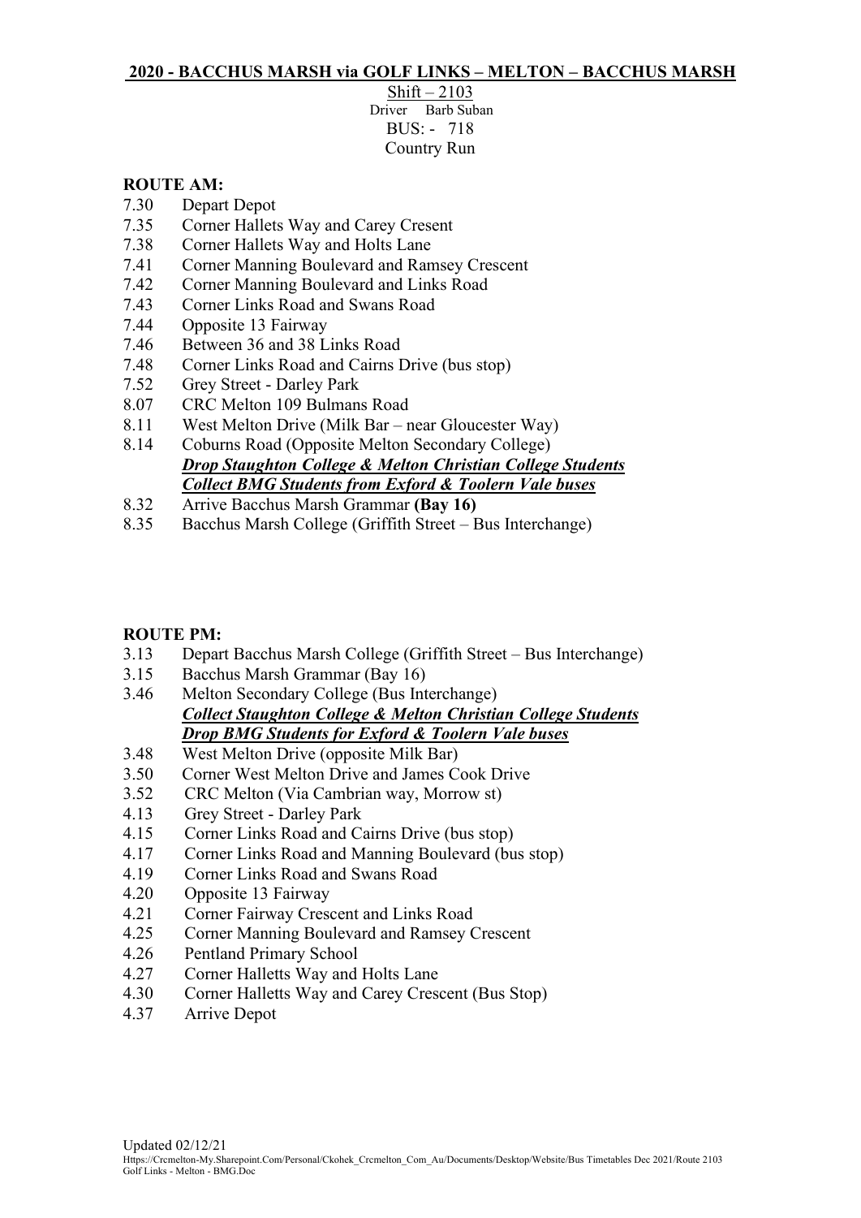**2020 - BACCHUS MARSH via GOLF LINKS – MELTON – BACCHUS MARSH**

Shift – 2103
Driver Barb Suban
BUS: - 718
Country Run

**ROUTE AM:**

7.30 Depart Depot
7.35 Corner Hallets Way and Carey Cresent
7.38 Corner Hallets Way and Holts Lane
7.41 Corner Manning Boulevard and Ramsey Crescent
7.42 Corner Manning Boulevard and Links Road
7.43 Corner Links Road and Swans Road
7.44 Opposite 13 Fairway
7.46 Between 36 and 38 Links Road
7.48 Corner Links Road and Cairns Drive (bus stop)
7.52 Grey Street - Darley Park
8.07 CRC Melton 109 Bulmans Road
8.11 West Melton Drive (Milk Bar – near Gloucester Way)
8.14 Coburns Road (Opposite Melton Secondary College)
***Drop Staughton College & Melton Christian College Students***
***Collect BMG Students from Exford & Toolern Vale buses***
8.32 Arrive Bacchus Marsh Grammar **(Bay 16)**
8.35 Bacchus Marsh College (Griffith Street – Bus Interchange)

**ROUTE PM:**

3.13 Depart Bacchus Marsh College (Griffith Street – Bus Interchange)
3.15 Bacchus Marsh Grammar (Bay 16)
3.46 Melton Secondary College (Bus Interchange)
***Collect Staughton College & Melton Christian College Students***
***Drop BMG Students for Exford & Toolern Vale buses***
3.48 West Melton Drive (opposite Milk Bar)
3.50 Corner West Melton Drive and James Cook Drive
3.52 CRC Melton (Via Cambrian way, Morrow st)
4.13 Grey Street - Darley Park
4.15 Corner Links Road and Cairns Drive (bus stop)
4.17 Corner Links Road and Manning Boulevard (bus stop)
4.19 Corner Links Road and Swans Road
4.20 Opposite 13 Fairway
4.21 Corner Fairway Crescent and Links Road
4.25 Corner Manning Boulevard and Ramsey Crescent
4.26 Pentland Primary School
4.27 Corner Halletts Way and Holts Lane
4.30 Corner Halletts Way and Carey Crescent (Bus Stop)
4.37 Arrive Depot

Updated 02/12/21
Https://Crcmelton-My.Sharepoint.Com/Personal/Ckohek_Crcmelton_Com_Au/Documents/Desktop/Website/Bus Timetables Dec 2021/Route 2103 Golf Links - Melton - BMG.Doc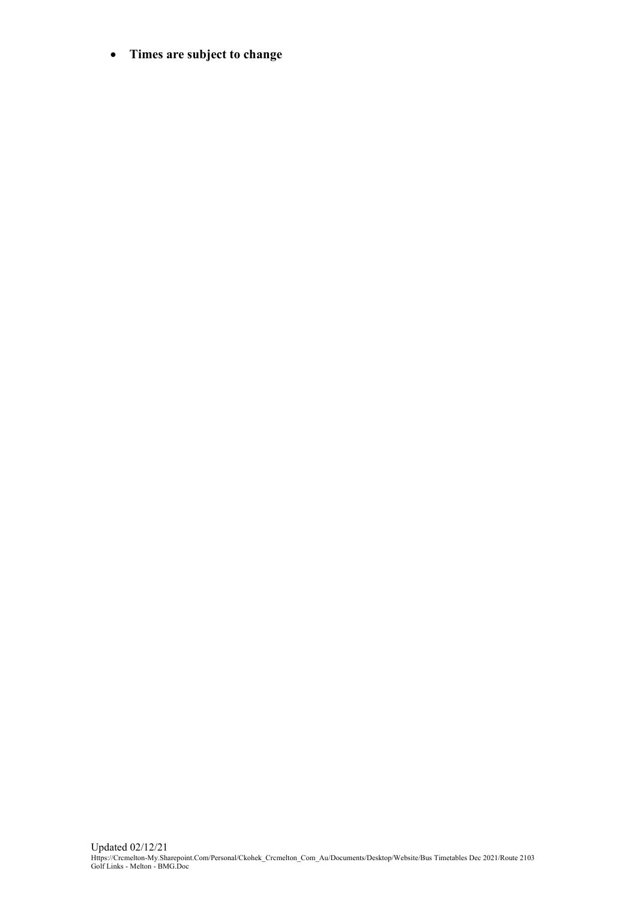- **Times are subject to change**